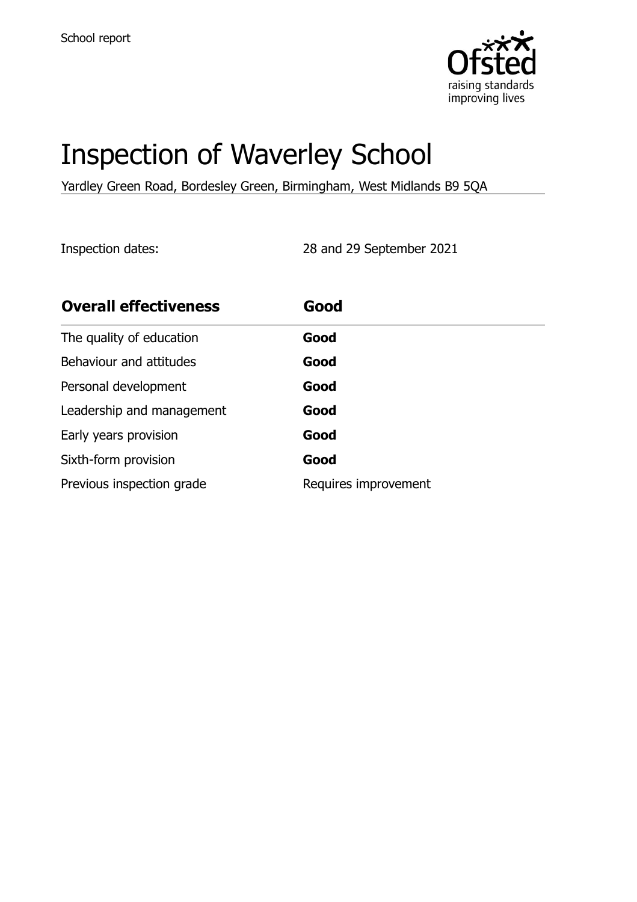School report

# Inspection of Waverley School

Yardley Green Road, Bordesley Green, Birmingham, West Midlands B9 5QA

Inspection dates: 28 and 29 September 2021

| **Overall effectiveness** | **Good** |
|---|---|
| The quality of education | **Good** |
| Behaviour and attitudes | **Good** |
| Personal development | **Good** |
| Leadership and management | **Good** |
| Early years provision | **Good** |
| Sixth-form provision | **Good** |
| Previous inspection grade | Requires improvement |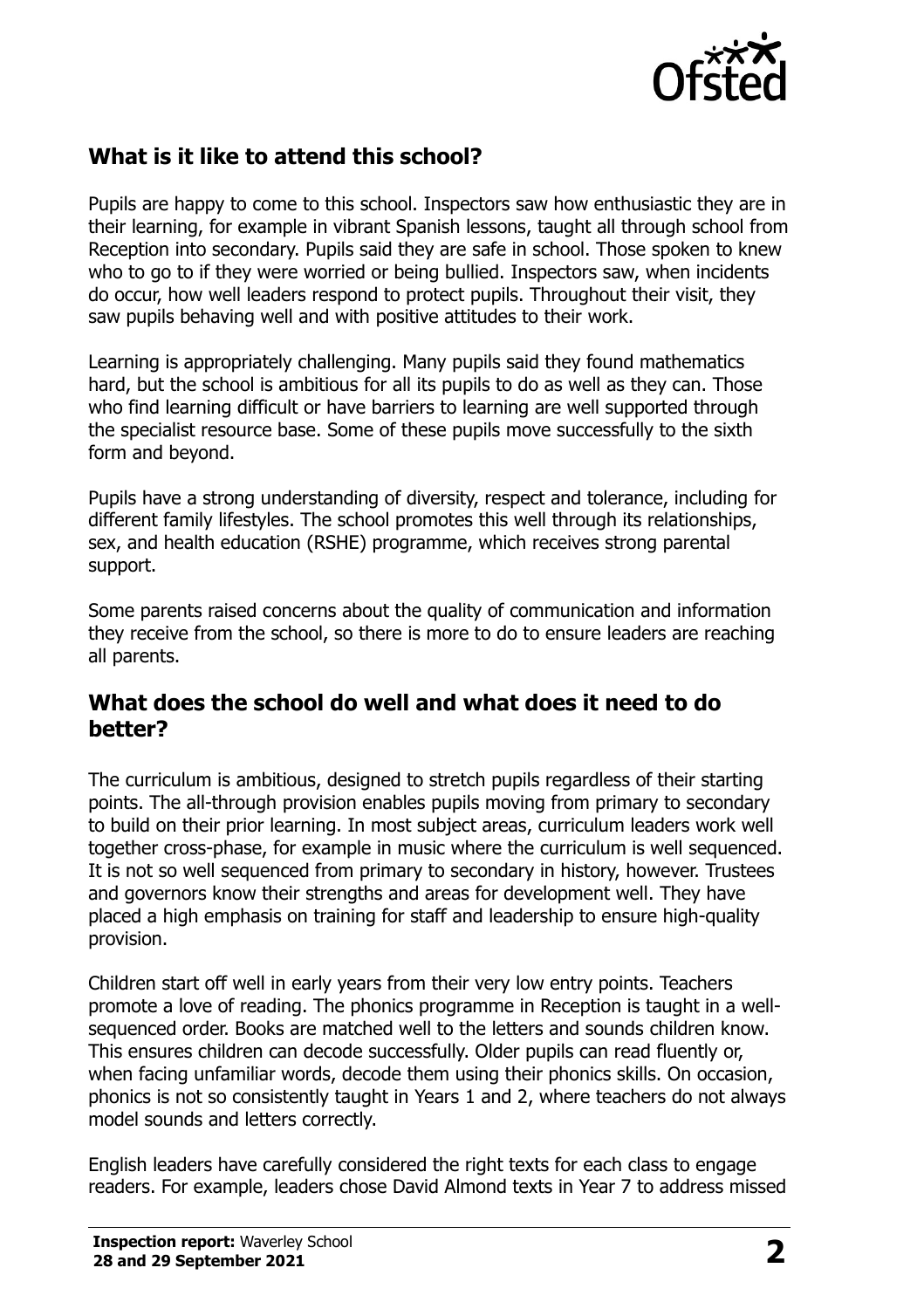## What is it like to attend this school?

Pupils are happy to come to this school. Inspectors saw how enthusiastic they are in their learning, for example in vibrant Spanish lessons, taught all through school from Reception into secondary. Pupils said they are safe in school. Those spoken to knew who to go to if they were worried or being bullied. Inspectors saw, when incidents do occur, how well leaders respond to protect pupils. Throughout their visit, they saw pupils behaving well and with positive attitudes to their work.

Learning is appropriately challenging. Many pupils said they found mathematics hard, but the school is ambitious for all its pupils to do as well as they can. Those who find learning difficult or have barriers to learning are well supported through the specialist resource base. Some of these pupils move successfully to the sixth form and beyond.

Pupils have a strong understanding of diversity, respect and tolerance, including for different family lifestyles. The school promotes this well through its relationships, sex, and health education (RSHE) programme, which receives strong parental support.

Some parents raised concerns about the quality of communication and information they receive from the school, so there is more to do to ensure leaders are reaching all parents.

## What does the school do well and what does it need to do better?

The curriculum is ambitious, designed to stretch pupils regardless of their starting points. The all-through provision enables pupils moving from primary to secondary to build on their prior learning. In most subject areas, curriculum leaders work well together cross-phase, for example in music where the curriculum is well sequenced. It is not so well sequenced from primary to secondary in history, however. Trustees and governors know their strengths and areas for development well. They have placed a high emphasis on training for staff and leadership to ensure high-quality provision.

Children start off well in early years from their very low entry points. Teachers promote a love of reading. The phonics programme in Reception is taught in a well-sequenced order. Books are matched well to the letters and sounds children know. This ensures children can decode successfully. Older pupils can read fluently or, when facing unfamiliar words, decode them using their phonics skills. On occasion, phonics is not so consistently taught in Years 1 and 2, where teachers do not always model sounds and letters correctly.

English leaders have carefully considered the right texts for each class to engage readers. For example, leaders chose David Almond texts in Year 7 to address missed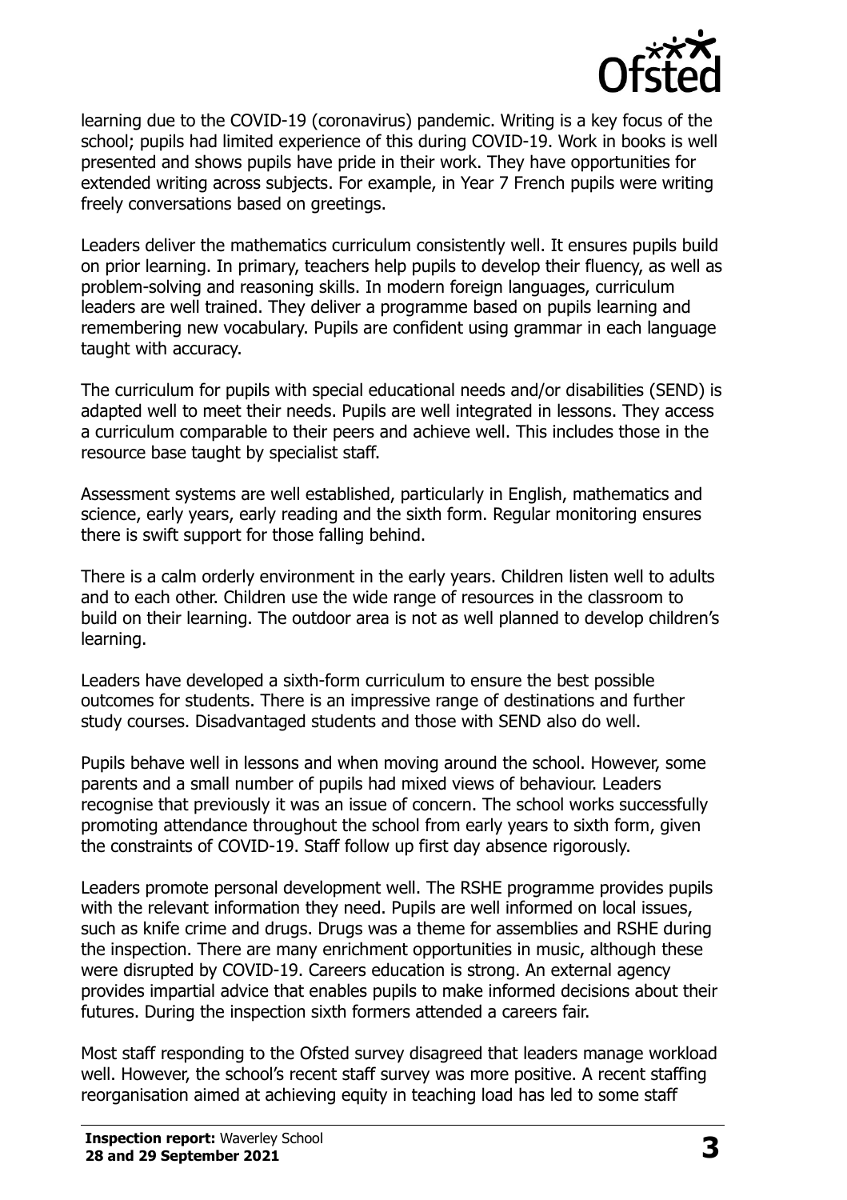learning due to the COVID-19 (coronavirus) pandemic. Writing is a key focus of the school; pupils had limited experience of this during COVID-19. Work in books is well presented and shows pupils have pride in their work. They have opportunities for extended writing across subjects. For example, in Year 7 French pupils were writing freely conversations based on greetings.

Leaders deliver the mathematics curriculum consistently well. It ensures pupils build on prior learning. In primary, teachers help pupils to develop their fluency, as well as problem-solving and reasoning skills. In modern foreign languages, curriculum leaders are well trained. They deliver a programme based on pupils learning and remembering new vocabulary. Pupils are confident using grammar in each language taught with accuracy.

The curriculum for pupils with special educational needs and/or disabilities (SEND) is adapted well to meet their needs. Pupils are well integrated in lessons. They access a curriculum comparable to their peers and achieve well. This includes those in the resource base taught by specialist staff.

Assessment systems are well established, particularly in English, mathematics and science, early years, early reading and the sixth form. Regular monitoring ensures there is swift support for those falling behind.

There is a calm orderly environment in the early years. Children listen well to adults and to each other. Children use the wide range of resources in the classroom to build on their learning. The outdoor area is not as well planned to develop children's learning.

Leaders have developed a sixth-form curriculum to ensure the best possible outcomes for students. There is an impressive range of destinations and further study courses. Disadvantaged students and those with SEND also do well.

Pupils behave well in lessons and when moving around the school. However, some parents and a small number of pupils had mixed views of behaviour. Leaders recognise that previously it was an issue of concern. The school works successfully promoting attendance throughout the school from early years to sixth form, given the constraints of COVID-19. Staff follow up first day absence rigorously.

Leaders promote personal development well. The RSHE programme provides pupils with the relevant information they need. Pupils are well informed on local issues, such as knife crime and drugs. Drugs was a theme for assemblies and RSHE during the inspection. There are many enrichment opportunities in music, although these were disrupted by COVID-19. Careers education is strong. An external agency provides impartial advice that enables pupils to make informed decisions about their futures. During the inspection sixth formers attended a careers fair.

Most staff responding to the Ofsted survey disagreed that leaders manage workload well. However, the school's recent staff survey was more positive. A recent staffing reorganisation aimed at achieving equity in teaching load has led to some staff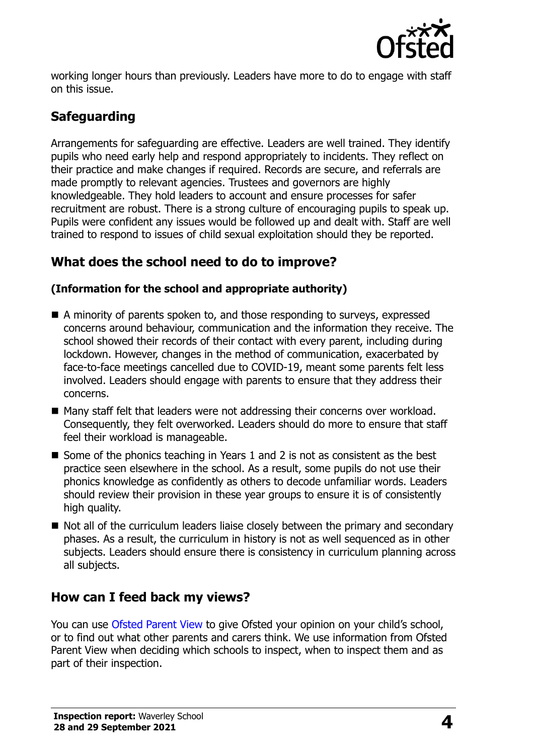working longer hours than previously. Leaders have more to do to engage with staff on this issue.

## Safeguarding

Arrangements for safeguarding are effective. Leaders are well trained. They identify pupils who need early help and respond appropriately to incidents. They reflect on their practice and make changes if required. Records are secure, and referrals are made promptly to relevant agencies. Trustees and governors are highly knowledgeable. They hold leaders to account and ensure processes for safer recruitment are robust. There is a strong culture of encouraging pupils to speak up. Pupils were confident any issues would be followed up and dealt with. Staff are well trained to respond to issues of child sexual exploitation should they be reported.

## What does the school need to do to improve?

### (Information for the school and appropriate authority)

- A minority of parents spoken to, and those responding to surveys, expressed concerns around behaviour, communication and the information they receive. The school showed their records of their contact with every parent, including during lockdown. However, changes in the method of communication, exacerbated by face-to-face meetings cancelled due to COVID-19, meant some parents felt less involved. Leaders should engage with parents to ensure that they address their concerns.
- Many staff felt that leaders were not addressing their concerns over workload. Consequently, they felt overworked. Leaders should do more to ensure that staff feel their workload is manageable.
- Some of the phonics teaching in Years 1 and 2 is not as consistent as the best practice seen elsewhere in the school. As a result, some pupils do not use their phonics knowledge as confidently as others to decode unfamiliar words. Leaders should review their provision in these year groups to ensure it is of consistently high quality.
- Not all of the curriculum leaders liaise closely between the primary and secondary phases. As a result, the curriculum in history is not as well sequenced as in other subjects. Leaders should ensure there is consistency in curriculum planning across all subjects.

## How can I feed back my views?

You can use Ofsted Parent View to give Ofsted your opinion on your child's school, or to find out what other parents and carers think. We use information from Ofsted Parent View when deciding which schools to inspect, when to inspect them and as part of their inspection.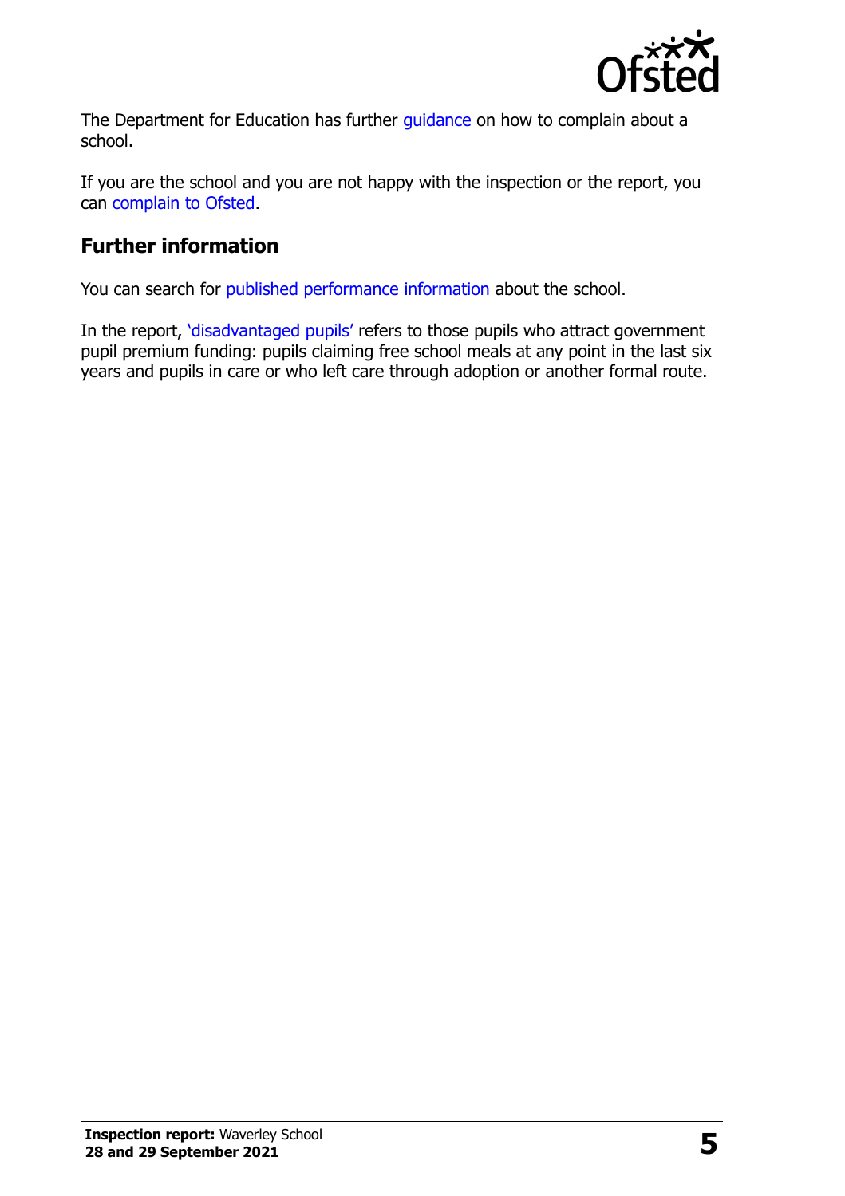The Department for Education has further guidance on how to complain about a school.

If you are the school and you are not happy with the inspection or the report, you can complain to Ofsted.

## Further information

You can search for published performance information about the school.

In the report, 'disadvantaged pupils' refers to those pupils who attract government pupil premium funding: pupils claiming free school meals at any point in the last six years and pupils in care or who left care through adoption or another formal route.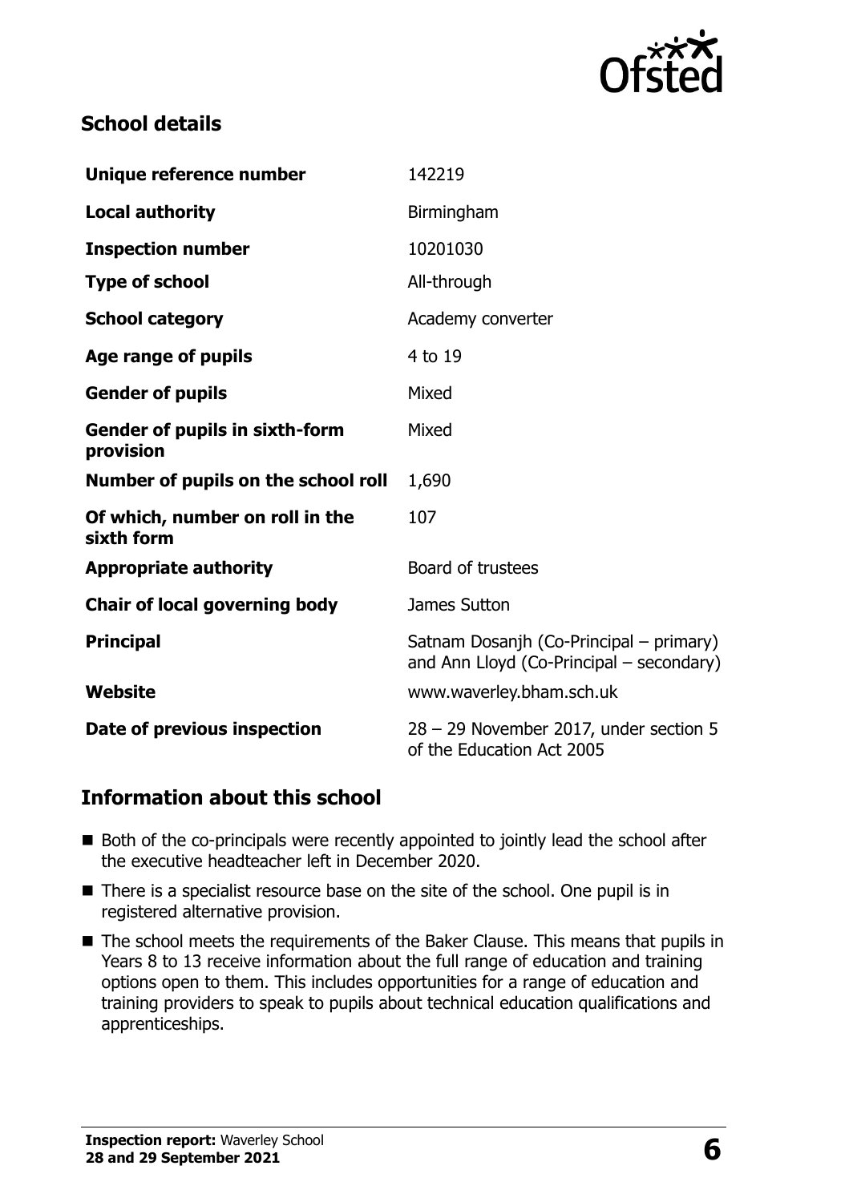## School details

| | |
|---|---|
| **Unique reference number** | 142219 |
| **Local authority** | Birmingham |
| **Inspection number** | 10201030 |
| **Type of school** | All-through |
| **School category** | Academy converter |
| **Age range of pupils** | 4 to 19 |
| **Gender of pupils** | Mixed |
| **Gender of pupils in sixth-form provision** | Mixed |
| **Number of pupils on the school roll** | 1,690 |
| **Of which, number on roll in the sixth form** | 107 |
| **Appropriate authority** | Board of trustees |
| **Chair of local governing body** | James Sutton |
| **Principal** | Satnam Dosanjh (Co-Principal – primary) and Ann Lloyd (Co-Principal – secondary) |
| **Website** | www.waverley.bham.sch.uk |
| **Date of previous inspection** | 28 – 29 November 2017, under section 5 of the Education Act 2005 |

## Information about this school

- Both of the co-principals were recently appointed to jointly lead the school after the executive headteacher left in December 2020.
- There is a specialist resource base on the site of the school. One pupil is in registered alternative provision.
- The school meets the requirements of the Baker Clause. This means that pupils in Years 8 to 13 receive information about the full range of education and training options open to them. This includes opportunities for a range of education and training providers to speak to pupils about technical education qualifications and apprenticeships.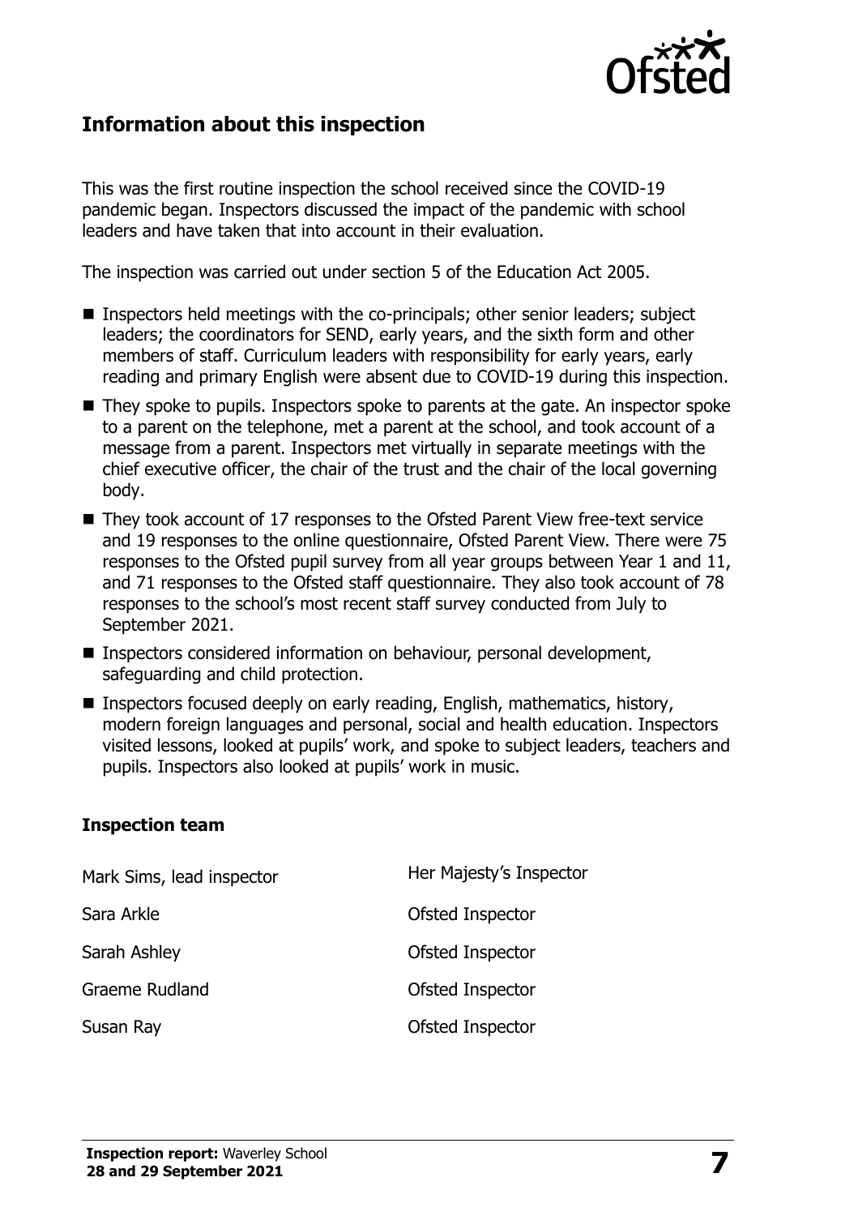## Information about this inspection

This was the first routine inspection the school received since the COVID-19 pandemic began. Inspectors discussed the impact of the pandemic with school leaders and have taken that into account in their evaluation.

The inspection was carried out under section 5 of the Education Act 2005.

- Inspectors held meetings with the co-principals; other senior leaders; subject leaders; the coordinators for SEND, early years, and the sixth form and other members of staff. Curriculum leaders with responsibility for early years, early reading and primary English were absent due to COVID-19 during this inspection.
- They spoke to pupils. Inspectors spoke to parents at the gate. An inspector spoke to a parent on the telephone, met a parent at the school, and took account of a message from a parent. Inspectors met virtually in separate meetings with the chief executive officer, the chair of the trust and the chair of the local governing body.
- They took account of 17 responses to the Ofsted Parent View free-text service and 19 responses to the online questionnaire, Ofsted Parent View. There were 75 responses to the Ofsted pupil survey from all year groups between Year 1 and 11, and 71 responses to the Ofsted staff questionnaire. They also took account of 78 responses to the school's most recent staff survey conducted from July to September 2021.
- Inspectors considered information on behaviour, personal development, safeguarding and child protection.
- Inspectors focused deeply on early reading, English, mathematics, history, modern foreign languages and personal, social and health education. Inspectors visited lessons, looked at pupils' work, and spoke to subject leaders, teachers and pupils. Inspectors also looked at pupils' work in music.

### Inspection team

| | |
|---|---|
| Mark Sims, lead inspector | Her Majesty's Inspector |
| Sara Arkle | Ofsted Inspector |
| Sarah Ashley | Ofsted Inspector |
| Graeme Rudland | Ofsted Inspector |
| Susan Ray | Ofsted Inspector |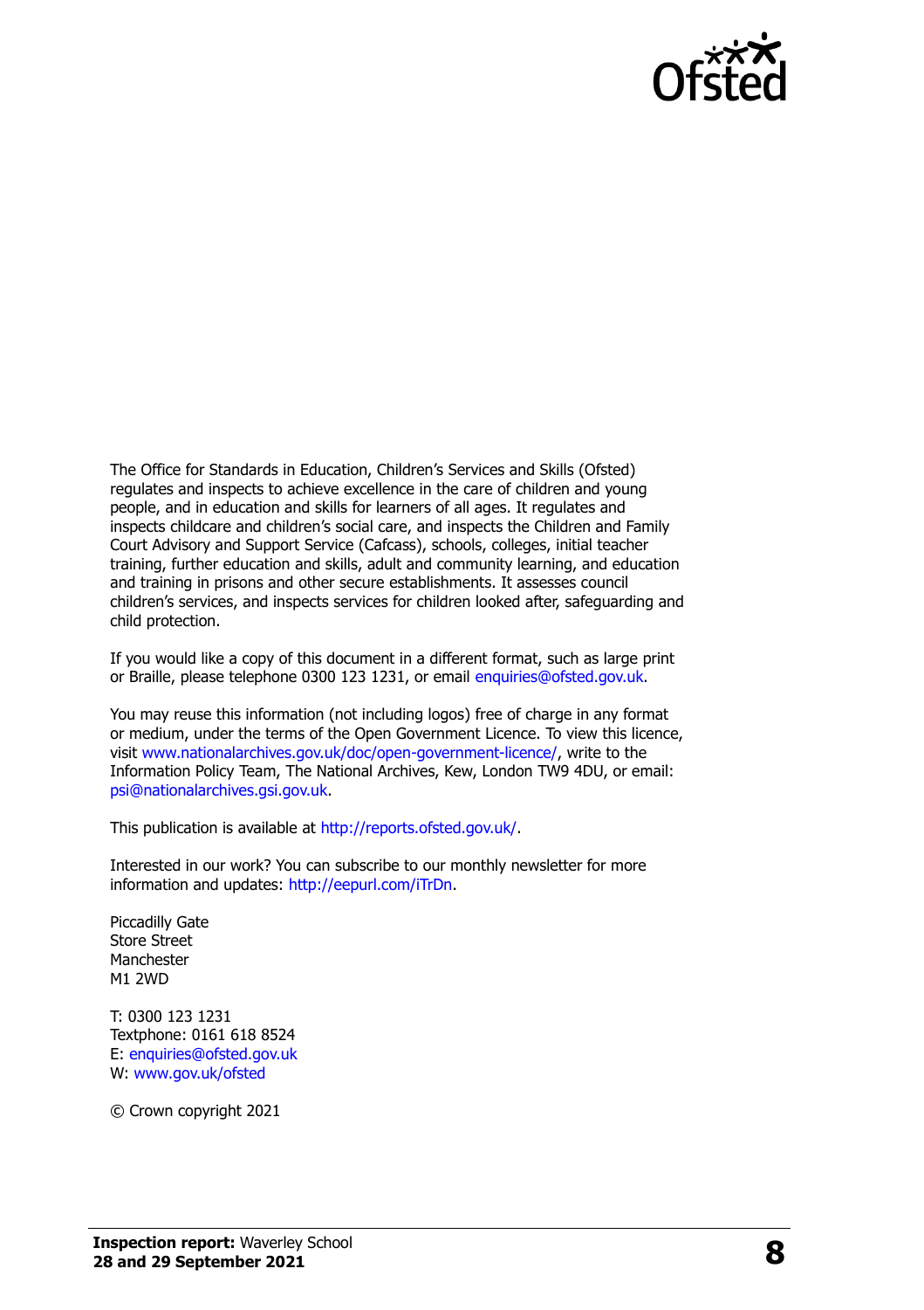The Office for Standards in Education, Children's Services and Skills (Ofsted) regulates and inspects to achieve excellence in the care of children and young people, and in education and skills for learners of all ages. It regulates and inspects childcare and children's social care, and inspects the Children and Family Court Advisory and Support Service (Cafcass), schools, colleges, initial teacher training, further education and skills, adult and community learning, and education and training in prisons and other secure establishments. It assesses council children's services, and inspects services for children looked after, safeguarding and child protection.

If you would like a copy of this document in a different format, such as large print or Braille, please telephone 0300 123 1231, or email enquiries@ofsted.gov.uk.

You may reuse this information (not including logos) free of charge in any format or medium, under the terms of the Open Government Licence. To view this licence, visit www.nationalarchives.gov.uk/doc/open-government-licence/, write to the Information Policy Team, The National Archives, Kew, London TW9 4DU, or email: psi@nationalarchives.gsi.gov.uk.

This publication is available at http://reports.ofsted.gov.uk/.

Interested in our work? You can subscribe to our monthly newsletter for more information and updates: http://eepurl.com/iTrDn.

Piccadilly Gate
Store Street
Manchester
M1 2WD

T: 0300 123 1231
Textphone: 0161 618 8524
E: enquiries@ofsted.gov.uk
W: www.gov.uk/ofsted

© Crown copyright 2021